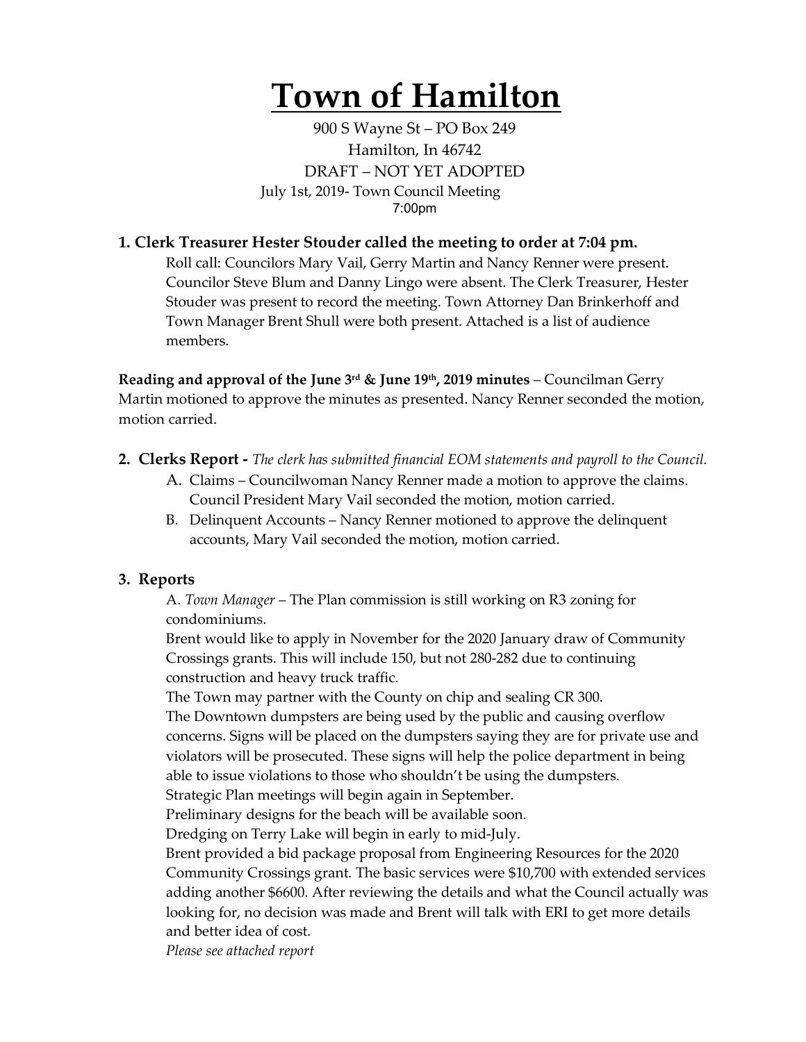# Town of Hamilton

900 S Wayne St – PO Box 249
Hamilton, In 46742
DRAFT – NOT YET ADOPTED
July 1st, 2019- Town Council Meeting
7:00pm

### 1. Clerk Treasurer Hester Stouder called the meeting to order at 7:04 pm.

Roll call: Councilors Mary Vail, Gerry Martin and Nancy Renner were present. Councilor Steve Blum and Danny Lingo were absent. The Clerk Treasurer, Hester Stouder was present to record the meeting. Town Attorney Dan Brinkerhoff and Town Manager Brent Shull were both present. Attached is a list of audience members.

**Reading and approval of the June 3rd & June 19th, 2019 minutes** – Councilman Gerry Martin motioned to approve the minutes as presented. Nancy Renner seconded the motion, motion carried.

### 2. Clerks Report - *The clerk has submitted financial EOM statements and payroll to the Council.*

A. Claims – Councilwoman Nancy Renner made a motion to approve the claims. Council President Mary Vail seconded the motion, motion carried.

B. Delinquent Accounts – Nancy Renner motioned to approve the delinquent accounts, Mary Vail seconded the motion, motion carried.

### 3. Reports

A. *Town Manager* – The Plan commission is still working on R3 zoning for condominiums.

Brent would like to apply in November for the 2020 January draw of Community Crossings grants. This will include 150, but not 280-282 due to continuing construction and heavy truck traffic.

The Town may partner with the County on chip and sealing CR 300.

The Downtown dumpsters are being used by the public and causing overflow concerns. Signs will be placed on the dumpsters saying they are for private use and violators will be prosecuted. These signs will help the police department in being able to issue violations to those who shouldn't be using the dumpsters.

Strategic Plan meetings will begin again in September.

Preliminary designs for the beach will be available soon.

Dredging on Terry Lake will begin in early to mid-July.

Brent provided a bid package proposal from Engineering Resources for the 2020 Community Crossings grant. The basic services were $10,700 with extended services adding another $6600. After reviewing the details and what the Council actually was looking for, no decision was made and Brent will talk with ERI to get more details and better idea of cost.

*Please see attached report*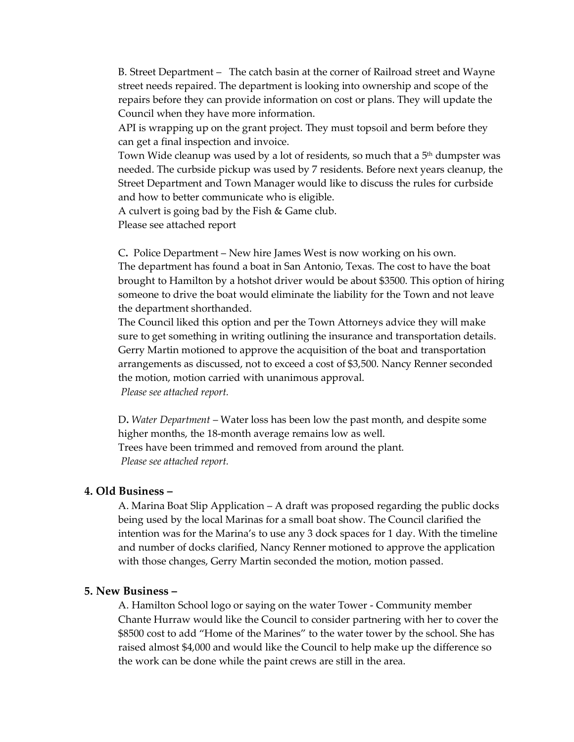B. Street Department – The catch basin at the corner of Railroad street and Wayne street needs repaired. The department is looking into ownership and scope of the repairs before they can provide information on cost or plans. They will update the Council when they have more information.
API is wrapping up on the grant project. They must topsoil and berm before they can get a final inspection and invoice.
Town Wide cleanup was used by a lot of residents, so much that a 5th dumpster was needed. The curbside pickup was used by 7 residents. Before next years cleanup, the Street Department and Town Manager would like to discuss the rules for curbside and how to better communicate who is eligible.
A culvert is going bad by the Fish & Game club.
Please see attached report

C. Police Department – New hire James West is now working on his own.
The department has found a boat in San Antonio, Texas. The cost to have the boat brought to Hamilton by a hotshot driver would be about $3500. This option of hiring someone to drive the boat would eliminate the liability for the Town and not leave the department shorthanded.
The Council liked this option and per the Town Attorneys advice they will make sure to get something in writing outlining the insurance and transportation details. Gerry Martin motioned to approve the acquisition of the boat and transportation arrangements as discussed, not to exceed a cost of $3,500. Nancy Renner seconded the motion, motion carried with unanimous approval.
*Please see attached report.*

D. *Water Department* – Water loss has been low the past month, and despite some higher months, the 18-month average remains low as well.
Trees have been trimmed and removed from around the plant.
*Please see attached report.*

### 4. Old Business –

A. Marina Boat Slip Application – A draft was proposed regarding the public docks being used by the local Marinas for a small boat show. The Council clarified the intention was for the Marina's to use any 3 dock spaces for 1 day. With the timeline and number of docks clarified, Nancy Renner motioned to approve the application with those changes, Gerry Martin seconded the motion, motion passed.

### 5. New Business –

A. Hamilton School logo or saying on the water Tower - Community member Chante Hurraw would like the Council to consider partnering with her to cover the $8500 cost to add "Home of the Marines" to the water tower by the school. She has raised almost $4,000 and would like the Council to help make up the difference so the work can be done while the paint crews are still in the area.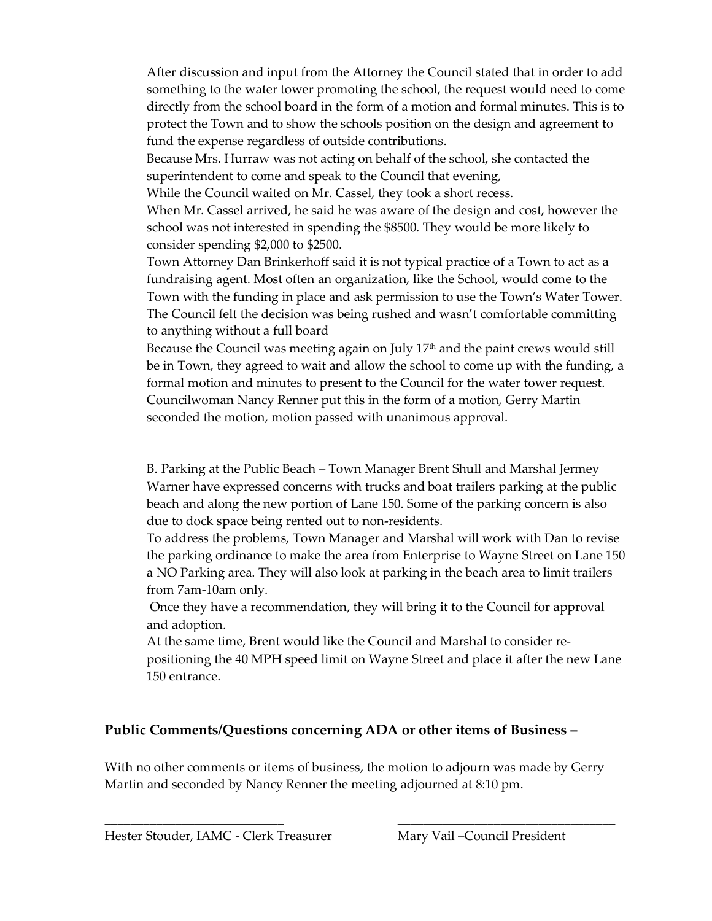After discussion and input from the Attorney the Council stated that in order to add something to the water tower promoting the school, the request would need to come directly from the school board in the form of a motion and formal minutes. This is to protect the Town and to show the schools position on the design and agreement to fund the expense regardless of outside contributions.

Because Mrs. Hurraw was not acting on behalf of the school, she contacted the superintendent to come and speak to the Council that evening,

While the Council waited on Mr. Cassel, they took a short recess.

When Mr. Cassel arrived, he said he was aware of the design and cost, however the school was not interested in spending the $8500. They would be more likely to consider spending $2,000 to $2500.

Town Attorney Dan Brinkerhoff said it is not typical practice of a Town to act as a fundraising agent. Most often an organization, like the School, would come to the Town with the funding in place and ask permission to use the Town's Water Tower.

The Council felt the decision was being rushed and wasn't comfortable committing to anything without a full board

Because the Council was meeting again on July 17th and the paint crews would still be in Town, they agreed to wait and allow the school to come up with the funding, a formal motion and minutes to present to the Council for the water tower request.

Councilwoman Nancy Renner put this in the form of a motion, Gerry Martin seconded the motion, motion passed with unanimous approval.

B. Parking at the Public Beach – Town Manager Brent Shull and Marshal Jermey Warner have expressed concerns with trucks and boat trailers parking at the public beach and along the new portion of Lane 150. Some of the parking concern is also due to dock space being rented out to non-residents.

To address the problems, Town Manager and Marshal will work with Dan to revise the parking ordinance to make the area from Enterprise to Wayne Street on Lane 150 a NO Parking area. They will also look at parking in the beach area to limit trailers from 7am-10am only.

Once they have a recommendation, they will bring it to the Council for approval and adoption.

At the same time, Brent would like the Council and Marshal to consider re-positioning the 40 MPH speed limit on Wayne Street and place it after the new Lane 150 entrance.

## Public Comments/Questions concerning ADA or other items of Business –

With no other comments or items of business, the motion to adjourn was made by Gerry Martin and seconded by Nancy Renner the meeting adjourned at 8:10 pm.

\_\_\_\_\_\_\_\_\_\_\_\_\_\_\_\_\_\_\_\_\_\_\_\_\_\_\_\_ \_\_\_\_\_\_\_\_\_\_\_\_\_\_\_\_\_\_\_\_\_\_\_\_\_\_\_\_\_\_\_\_\_\_

Hester Stouder, IAMC - Clerk Treasurer Mary Vail –Council President